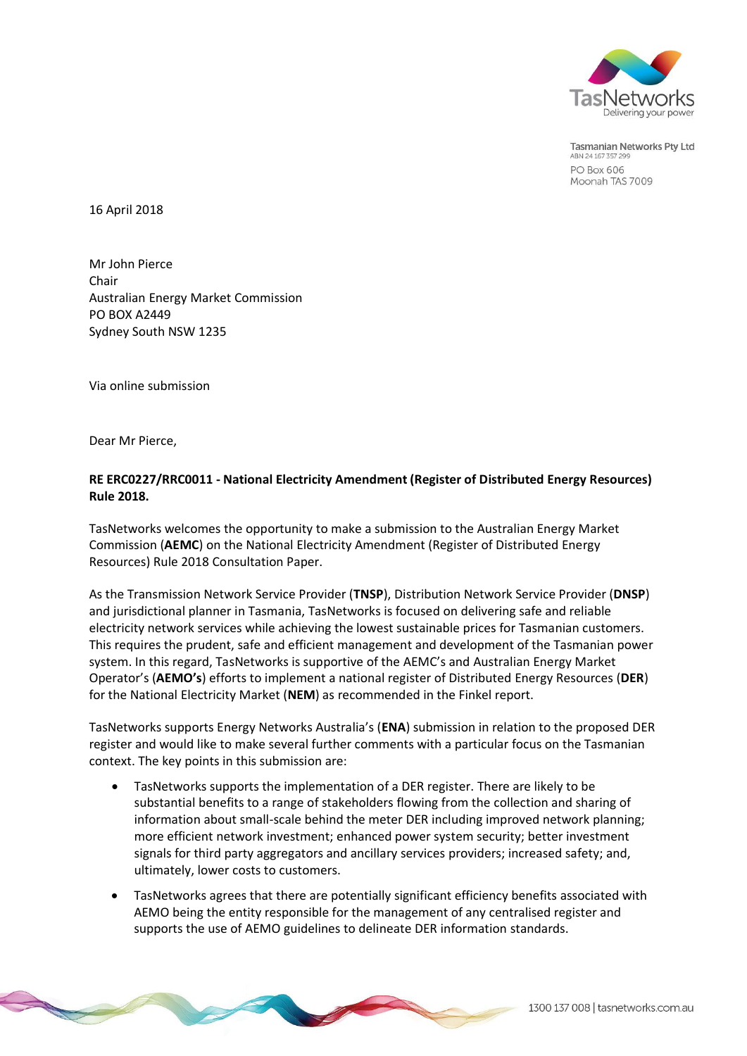Tasmanian Networks Pty Ltd
ABN 24 167 357 299
PO Box 606
Moonah TAS 7009

16 April 2018

Mr John Pierce
Chair
Australian Energy Market Commission
PO BOX A2449
Sydney South NSW 1235

Via online submission

Dear Mr Pierce,

**RE ERC0227/RRC0011 - National Electricity Amendment (Register of Distributed Energy Resources) Rule 2018.**

TasNetworks welcomes the opportunity to make a submission to the Australian Energy Market Commission (**AEMC**) on the National Electricity Amendment (Register of Distributed Energy Resources) Rule 2018 Consultation Paper.

As the Transmission Network Service Provider (**TNSP**), Distribution Network Service Provider (**DNSP**) and jurisdictional planner in Tasmania, TasNetworks is focused on delivering safe and reliable electricity network services while achieving the lowest sustainable prices for Tasmanian customers. This requires the prudent, safe and efficient management and development of the Tasmanian power system. In this regard, TasNetworks is supportive of the AEMC's and Australian Energy Market Operator's (**AEMO's**) efforts to implement a national register of Distributed Energy Resources (**DER**) for the National Electricity Market (**NEM**) as recommended in the Finkel report.

TasNetworks supports Energy Networks Australia's (**ENA**) submission in relation to the proposed DER register and would like to make several further comments with a particular focus on the Tasmanian context. The key points in this submission are:

- TasNetworks supports the implementation of a DER register. There are likely to be substantial benefits to a range of stakeholders flowing from the collection and sharing of information about small-scale behind the meter DER including improved network planning; more efficient network investment; enhanced power system security; better investment signals for third party aggregators and ancillary services providers; increased safety; and, ultimately, lower costs to customers.
- TasNetworks agrees that there are potentially significant efficiency benefits associated with AEMO being the entity responsible for the management of any centralised register and supports the use of AEMO guidelines to delineate DER information standards.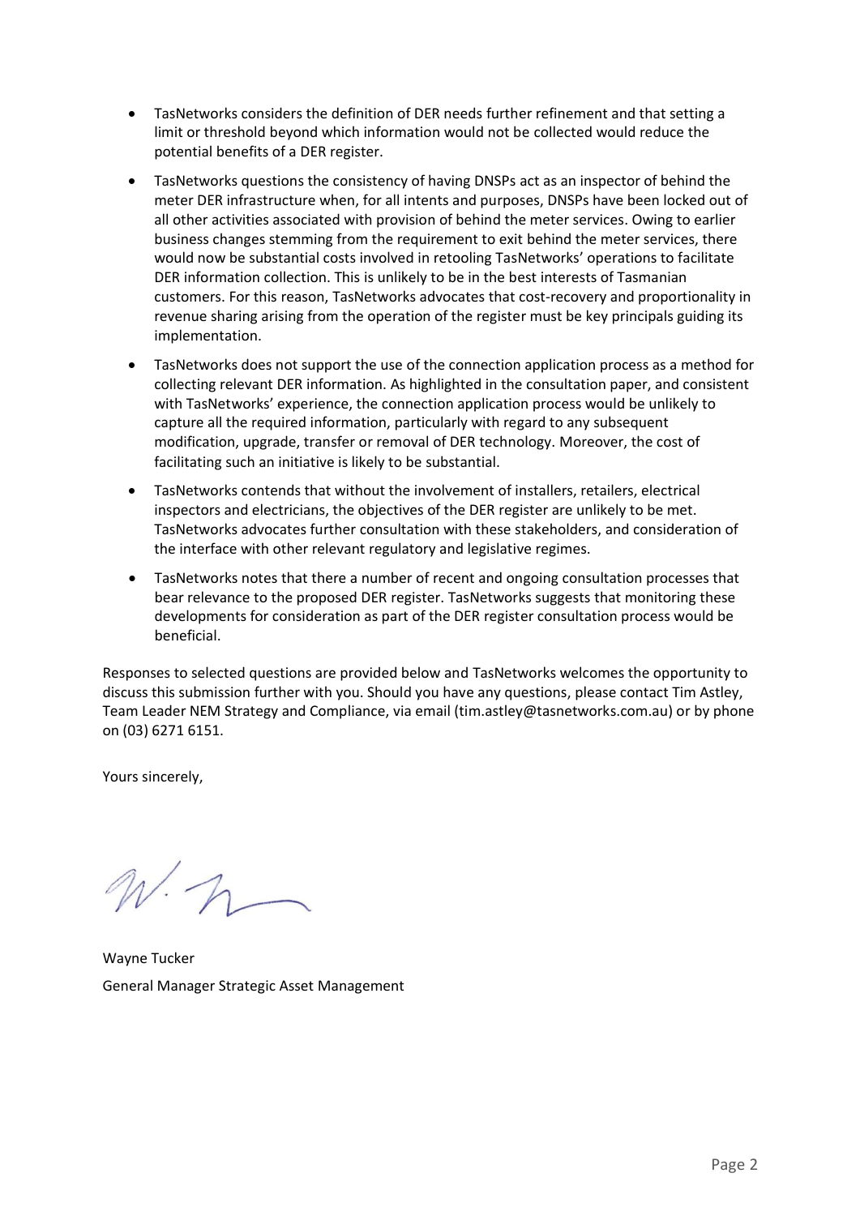- TasNetworks considers the definition of DER needs further refinement and that setting a limit or threshold beyond which information would not be collected would reduce the potential benefits of a DER register.
- TasNetworks questions the consistency of having DNSPs act as an inspector of behind the meter DER infrastructure when, for all intents and purposes, DNSPs have been locked out of all other activities associated with provision of behind the meter services. Owing to earlier business changes stemming from the requirement to exit behind the meter services, there would now be substantial costs involved in retooling TasNetworks' operations to facilitate DER information collection. This is unlikely to be in the best interests of Tasmanian customers. For this reason, TasNetworks advocates that cost-recovery and proportionality in revenue sharing arising from the operation of the register must be key principals guiding its implementation.
- TasNetworks does not support the use of the connection application process as a method for collecting relevant DER information. As highlighted in the consultation paper, and consistent with TasNetworks' experience, the connection application process would be unlikely to capture all the required information, particularly with regard to any subsequent modification, upgrade, transfer or removal of DER technology. Moreover, the cost of facilitating such an initiative is likely to be substantial.
- TasNetworks contends that without the involvement of installers, retailers, electrical inspectors and electricians, the objectives of the DER register are unlikely to be met. TasNetworks advocates further consultation with these stakeholders, and consideration of the interface with other relevant regulatory and legislative regimes.
- TasNetworks notes that there a number of recent and ongoing consultation processes that bear relevance to the proposed DER register. TasNetworks suggests that monitoring these developments for consideration as part of the DER register consultation process would be beneficial.

Responses to selected questions are provided below and TasNetworks welcomes the opportunity to discuss this submission further with you. Should you have any questions, please contact Tim Astley, Team Leader NEM Strategy and Compliance, via email (tim.astley@tasnetworks.com.au) or by phone on (03) 6271 6151.

Yours sincerely,

Wayne Tucker
General Manager Strategic Asset Management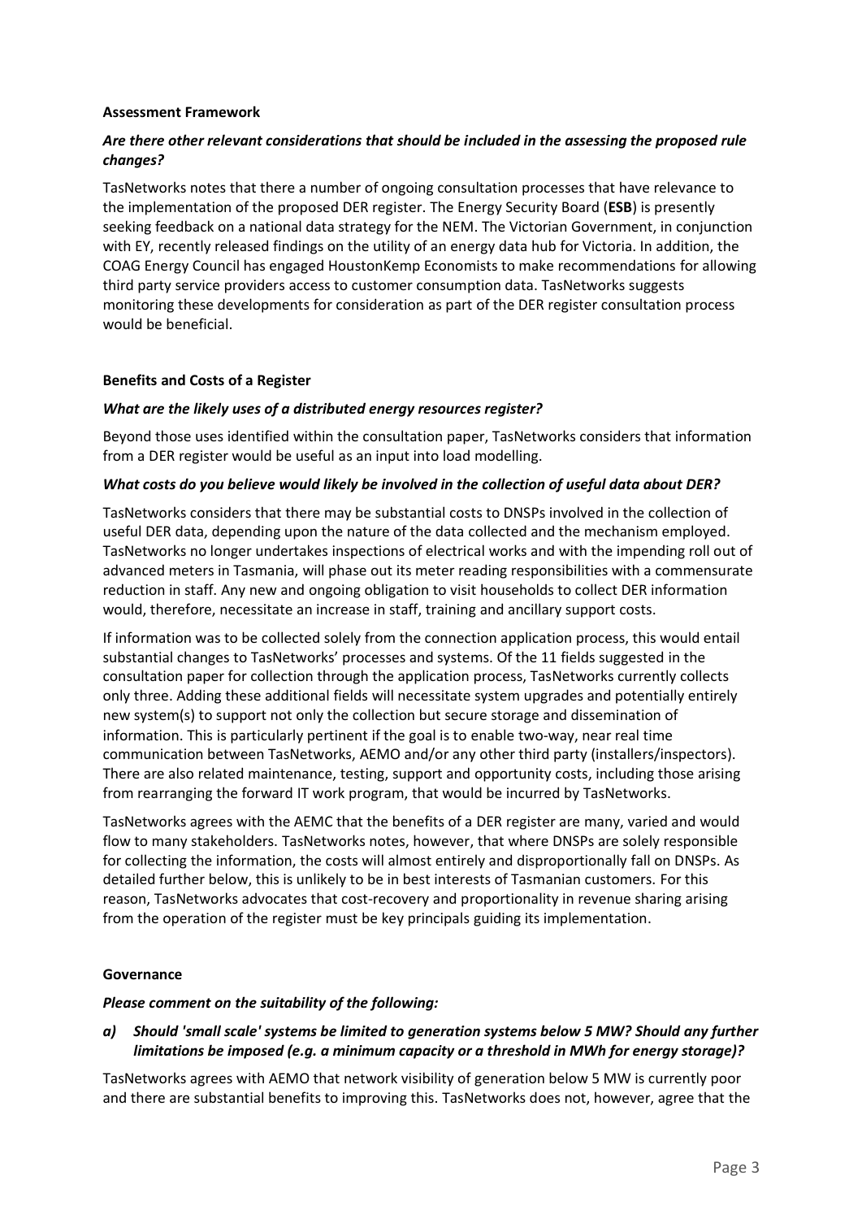**Assessment Framework**

***Are there other relevant considerations that should be included in the assessing the proposed rule changes?***

TasNetworks notes that there a number of ongoing consultation processes that have relevance to the implementation of the proposed DER register. The Energy Security Board (**ESB**) is presently seeking feedback on a national data strategy for the NEM. The Victorian Government, in conjunction with EY, recently released findings on the utility of an energy data hub for Victoria. In addition, the COAG Energy Council has engaged HoustonKemp Economists to make recommendations for allowing third party service providers access to customer consumption data. TasNetworks suggests monitoring these developments for consideration as part of the DER register consultation process would be beneficial.

**Benefits and Costs of a Register**

***What are the likely uses of a distributed energy resources register?***

Beyond those uses identified within the consultation paper, TasNetworks considers that information from a DER register would be useful as an input into load modelling.

***What costs do you believe would likely be involved in the collection of useful data about DER?***

TasNetworks considers that there may be substantial costs to DNSPs involved in the collection of useful DER data, depending upon the nature of the data collected and the mechanism employed. TasNetworks no longer undertakes inspections of electrical works and with the impending roll out of advanced meters in Tasmania, will phase out its meter reading responsibilities with a commensurate reduction in staff. Any new and ongoing obligation to visit households to collect DER information would, therefore, necessitate an increase in staff, training and ancillary support costs.

If information was to be collected solely from the connection application process, this would entail substantial changes to TasNetworks' processes and systems. Of the 11 fields suggested in the consultation paper for collection through the application process, TasNetworks currently collects only three. Adding these additional fields will necessitate system upgrades and potentially entirely new system(s) to support not only the collection but secure storage and dissemination of information. This is particularly pertinent if the goal is to enable two-way, near real time communication between TasNetworks, AEMO and/or any other third party (installers/inspectors). There are also related maintenance, testing, support and opportunity costs, including those arising from rearranging the forward IT work program, that would be incurred by TasNetworks.

TasNetworks agrees with the AEMC that the benefits of a DER register are many, varied and would flow to many stakeholders. TasNetworks notes, however, that where DNSPs are solely responsible for collecting the information, the costs will almost entirely and disproportionally fall on DNSPs. As detailed further below, this is unlikely to be in best interests of Tasmanian customers. For this reason, TasNetworks advocates that cost-recovery and proportionality in revenue sharing arising from the operation of the register must be key principals guiding its implementation.

**Governance**

***Please comment on the suitability of the following:***

***a) Should 'small scale' systems be limited to generation systems below 5 MW? Should any further limitations be imposed (e.g. a minimum capacity or a threshold in MWh for energy storage)?***

TasNetworks agrees with AEMO that network visibility of generation below 5 MW is currently poor and there are substantial benefits to improving this. TasNetworks does not, however, agree that the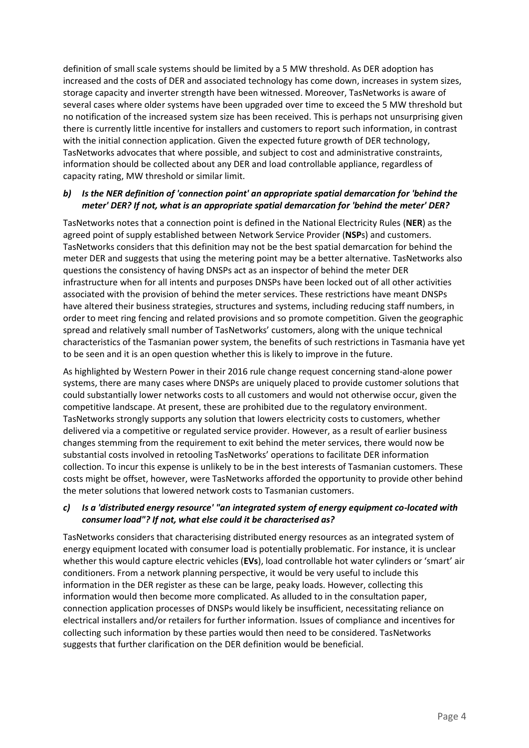definition of small scale systems should be limited by a 5 MW threshold. As DER adoption has increased and the costs of DER and associated technology has come down, increases in system sizes, storage capacity and inverter strength have been witnessed. Moreover, TasNetworks is aware of several cases where older systems have been upgraded over time to exceed the 5 MW threshold but no notification of the increased system size has been received. This is perhaps not unsurprising given there is currently little incentive for installers and customers to report such information, in contrast with the initial connection application. Given the expected future growth of DER technology, TasNetworks advocates that where possible, and subject to cost and administrative constraints, information should be collected about any DER and load controllable appliance, regardless of capacity rating, MW threshold or similar limit.

***b) Is the NER definition of 'connection point' an appropriate spatial demarcation for 'behind the meter' DER? If not, what is an appropriate spatial demarcation for 'behind the meter' DER?***

TasNetworks notes that a connection point is defined in the National Electricity Rules (**NER**) as the agreed point of supply established between Network Service Provider (**NSP**s) and customers. TasNetworks considers that this definition may not be the best spatial demarcation for behind the meter DER and suggests that using the metering point may be a better alternative. TasNetworks also questions the consistency of having DNSPs act as an inspector of behind the meter DER infrastructure when for all intents and purposes DNSPs have been locked out of all other activities associated with the provision of behind the meter services. These restrictions have meant DNSPs have altered their business strategies, structures and systems, including reducing staff numbers, in order to meet ring fencing and related provisions and so promote competition. Given the geographic spread and relatively small number of TasNetworks' customers, along with the unique technical characteristics of the Tasmanian power system, the benefits of such restrictions in Tasmania have yet to be seen and it is an open question whether this is likely to improve in the future.

As highlighted by Western Power in their 2016 rule change request concerning stand-alone power systems, there are many cases where DNSPs are uniquely placed to provide customer solutions that could substantially lower networks costs to all customers and would not otherwise occur, given the competitive landscape. At present, these are prohibited due to the regulatory environment. TasNetworks strongly supports any solution that lowers electricity costs to customers, whether delivered via a competitive or regulated service provider. However, as a result of earlier business changes stemming from the requirement to exit behind the meter services, there would now be substantial costs involved in retooling TasNetworks' operations to facilitate DER information collection. To incur this expense is unlikely to be in the best interests of Tasmanian customers. These costs might be offset, however, were TasNetworks afforded the opportunity to provide other behind the meter solutions that lowered network costs to Tasmanian customers.

***c) Is a 'distributed energy resource' "an integrated system of energy equipment co-located with consumer load"? If not, what else could it be characterised as?***

TasNetworks considers that characterising distributed energy resources as an integrated system of energy equipment located with consumer load is potentially problematic. For instance, it is unclear whether this would capture electric vehicles (**EVs**), load controllable hot water cylinders or 'smart' air conditioners. From a network planning perspective, it would be very useful to include this information in the DER register as these can be large, peaky loads. However, collecting this information would then become more complicated. As alluded to in the consultation paper, connection application processes of DNSPs would likely be insufficient, necessitating reliance on electrical installers and/or retailers for further information. Issues of compliance and incentives for collecting such information by these parties would then need to be considered. TasNetworks suggests that further clarification on the DER definition would be beneficial.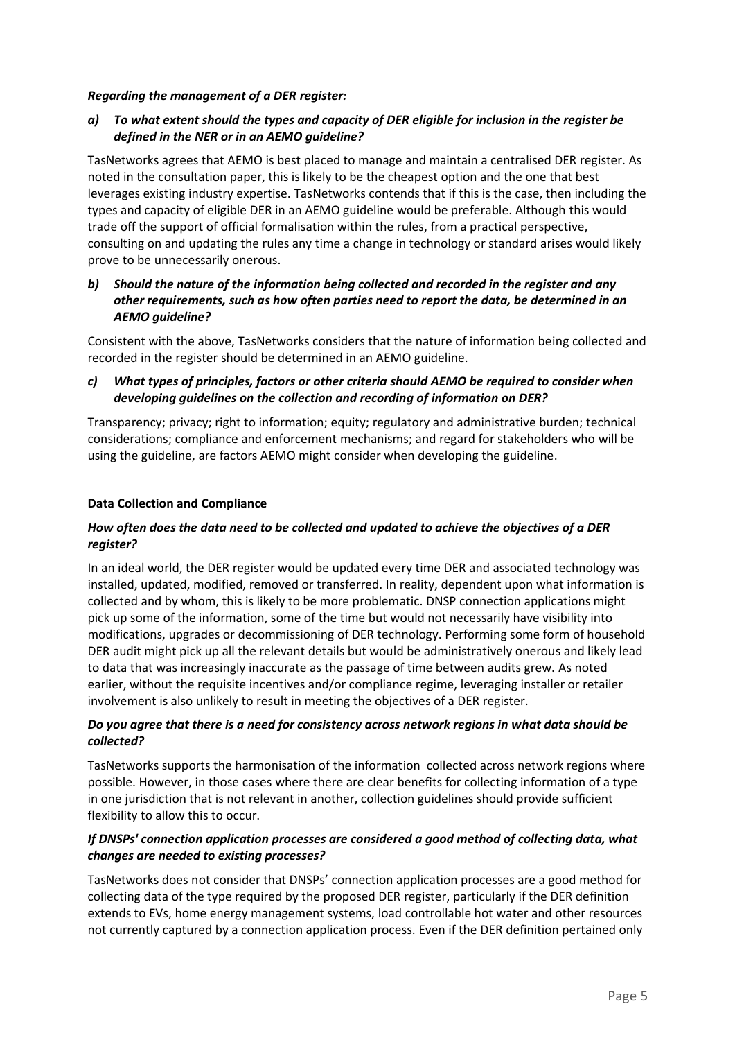***Regarding the management of a DER register:***

***a) To what extent should the types and capacity of DER eligible for inclusion in the register be defined in the NER or in an AEMO guideline?***

TasNetworks agrees that AEMO is best placed to manage and maintain a centralised DER register. As noted in the consultation paper, this is likely to be the cheapest option and the one that best leverages existing industry expertise. TasNetworks contends that if this is the case, then including the types and capacity of eligible DER in an AEMO guideline would be preferable. Although this would trade off the support of official formalisation within the rules, from a practical perspective, consulting on and updating the rules any time a change in technology or standard arises would likely prove to be unnecessarily onerous.

***b) Should the nature of the information being collected and recorded in the register and any other requirements, such as how often parties need to report the data, be determined in an AEMO guideline?***

Consistent with the above, TasNetworks considers that the nature of information being collected and recorded in the register should be determined in an AEMO guideline.

***c) What types of principles, factors or other criteria should AEMO be required to consider when developing guidelines on the collection and recording of information on DER?***

Transparency; privacy; right to information; equity; regulatory and administrative burden; technical considerations; compliance and enforcement mechanisms; and regard for stakeholders who will be using the guideline, are factors AEMO might consider when developing the guideline.

**Data Collection and Compliance**

***How often does the data need to be collected and updated to achieve the objectives of a DER register?***

In an ideal world, the DER register would be updated every time DER and associated technology was installed, updated, modified, removed or transferred. In reality, dependent upon what information is collected and by whom, this is likely to be more problematic. DNSP connection applications might pick up some of the information, some of the time but would not necessarily have visibility into modifications, upgrades or decommissioning of DER technology. Performing some form of household DER audit might pick up all the relevant details but would be administratively onerous and likely lead to data that was increasingly inaccurate as the passage of time between audits grew. As noted earlier, without the requisite incentives and/or compliance regime, leveraging installer or retailer involvement is also unlikely to result in meeting the objectives of a DER register.

***Do you agree that there is a need for consistency across network regions in what data should be collected?***

TasNetworks supports the harmonisation of the information collected across network regions where possible. However, in those cases where there are clear benefits for collecting information of a type in one jurisdiction that is not relevant in another, collection guidelines should provide sufficient flexibility to allow this to occur.

***If DNSPs' connection application processes are considered a good method of collecting data, what changes are needed to existing processes?***

TasNetworks does not consider that DNSPs' connection application processes are a good method for collecting data of the type required by the proposed DER register, particularly if the DER definition extends to EVs, home energy management systems, load controllable hot water and other resources not currently captured by a connection application process. Even if the DER definition pertained only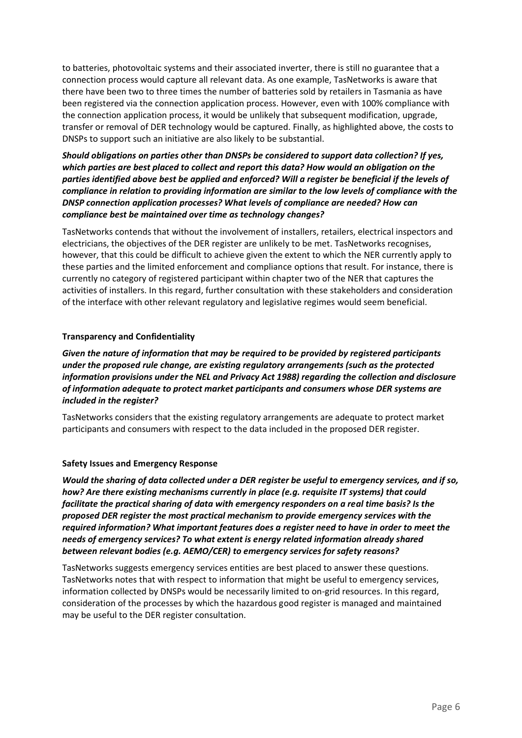to batteries, photovoltaic systems and their associated inverter, there is still no guarantee that a connection process would capture all relevant data. As one example, TasNetworks is aware that there have been two to three times the number of batteries sold by retailers in Tasmania as have been registered via the connection application process. However, even with 100% compliance with the connection application process, it would be unlikely that subsequent modification, upgrade, transfer or removal of DER technology would be captured. Finally, as highlighted above, the costs to DNSPs to support such an initiative are also likely to be substantial.

***Should obligations on parties other than DNSPs be considered to support data collection? If yes, which parties are best placed to collect and report this data? How would an obligation on the parties identified above best be applied and enforced? Will a register be beneficial if the levels of compliance in relation to providing information are similar to the low levels of compliance with the DNSP connection application processes? What levels of compliance are needed? How can compliance best be maintained over time as technology changes?***

TasNetworks contends that without the involvement of installers, retailers, electrical inspectors and electricians, the objectives of the DER register are unlikely to be met. TasNetworks recognises, however, that this could be difficult to achieve given the extent to which the NER currently apply to these parties and the limited enforcement and compliance options that result. For instance, there is currently no category of registered participant within chapter two of the NER that captures the activities of installers. In this regard, further consultation with these stakeholders and consideration of the interface with other relevant regulatory and legislative regimes would seem beneficial.

**Transparency and Confidentiality**

***Given the nature of information that may be required to be provided by registered participants under the proposed rule change, are existing regulatory arrangements (such as the protected information provisions under the NEL and Privacy Act 1988) regarding the collection and disclosure of information adequate to protect market participants and consumers whose DER systems are included in the register?***

TasNetworks considers that the existing regulatory arrangements are adequate to protect market participants and consumers with respect to the data included in the proposed DER register.

**Safety Issues and Emergency Response**

***Would the sharing of data collected under a DER register be useful to emergency services, and if so, how? Are there existing mechanisms currently in place (e.g. requisite IT systems) that could facilitate the practical sharing of data with emergency responders on a real time basis? Is the proposed DER register the most practical mechanism to provide emergency services with the required information? What important features does a register need to have in order to meet the needs of emergency services? To what extent is energy related information already shared between relevant bodies (e.g. AEMO/CER) to emergency services for safety reasons?***

TasNetworks suggests emergency services entities are best placed to answer these questions. TasNetworks notes that with respect to information that might be useful to emergency services, information collected by DNSPs would be necessarily limited to on-grid resources. In this regard, consideration of the processes by which the hazardous good register is managed and maintained may be useful to the DER register consultation.